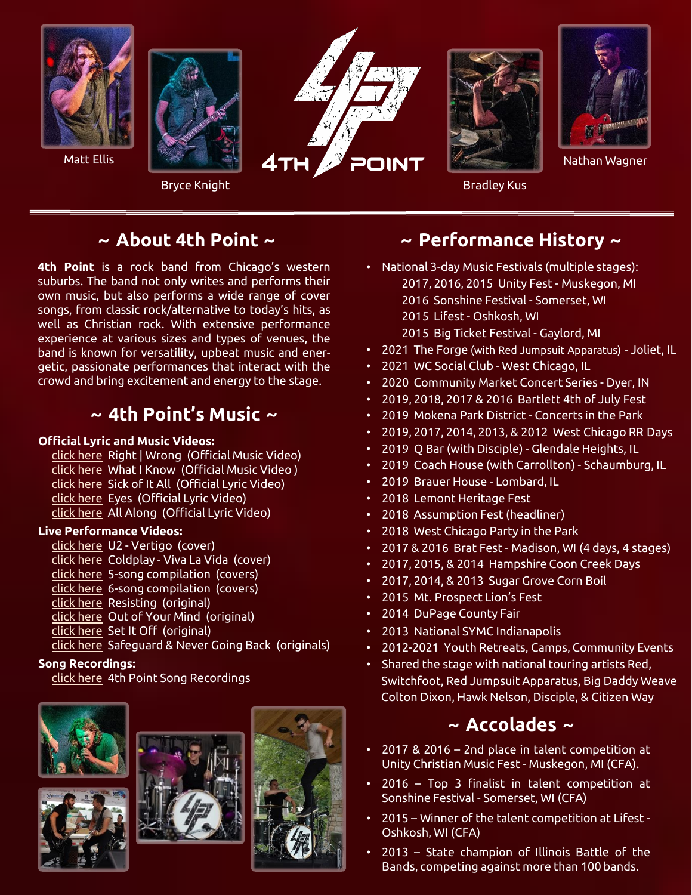Matt Ellis

Bryce Knight

4TH POINT

Bradley Kus

Nathan Wagner

## ~ About 4th Point ~

**4th Point** is a rock band from Chicago's western suburbs. The band not only writes and performs their own music, but also performs a wide range of cover songs, from classic rock/alternative to today's hits, as well as Christian rock. With extensive performance experience at various sizes and types of venues, the band is known for versatility, upbeat music and energetic, passionate performances that interact with the crowd and bring excitement and energy to the stage.

## ~ 4th Point's Music ~

**Official Lyric and Music Videos:**

- click here Right | Wrong (Official Music Video)
- click here What I Know (Official Music Video )
- click here Sick of It All (Official Lyric Video)
- click here Eyes (Official Lyric Video)
- click here All Along (Official Lyric Video)

**Live Performance Videos:**

- click here U2 - Vertigo (cover)
- click here Coldplay - Viva La Vida (cover)
- click here 5-song compilation (covers)
- click here 6-song compilation (covers)
- click here Resisting (original)
- click here Out of Your Mind (original)
- click here Set It Off (original)
- click here Safeguard & Never Going Back (originals)

**Song Recordings:**

- click here 4th Point Song Recordings

## ~ Performance History ~

- National 3-day Music Festivals (multiple stages):
  - 2017, 2016, 2015 Unity Fest - Muskegon, MI
  - 2016 Sonshine Festival - Somerset, WI
  - 2015 Lifest - Oshkosh, WI
  - 2015 Big Ticket Festival - Gaylord, MI
- 2021 The Forge (with Red Jumpsuit Apparatus) - Joliet, IL
- 2021 WC Social Club - West Chicago, IL
- 2020 Community Market Concert Series - Dyer, IN
- 2019, 2018, 2017 & 2016 Bartlett 4th of July Fest
- 2019 Mokena Park District - Concerts in the Park
- 2019, 2017, 2014, 2013, & 2012 West Chicago RR Days
- 2019 Q Bar (with Disciple) - Glendale Heights, IL
- 2019 Coach House (with Carrollton) - Schaumburg, IL
- 2019 Brauer House - Lombard, IL
- 2018 Lemont Heritage Fest
- 2018 Assumption Fest (headliner)
- 2018 West Chicago Party in the Park
- 2017 & 2016 Brat Fest - Madison, WI (4 days, 4 stages)
- 2017, 2015, & 2014 Hampshire Coon Creek Days
- 2017, 2014, & 2013 Sugar Grove Corn Boil
- 2015 Mt. Prospect Lion's Fest
- 2014 DuPage County Fair
- 2013 National SYMC Indianapolis
- 2012-2021 Youth Retreats, Camps, Community Events
- Shared the stage with national touring artists Red, Switchfoot, Red Jumpsuit Apparatus, Big Daddy Weave Colton Dixon, Hawk Nelson, Disciple, & Citizen Way

## ~ Accolades ~

- 2017 & 2016 – 2nd place in talent competition at Unity Christian Music Fest - Muskegon, MI (CFA).
- 2016 – Top 3 finalist in talent competition at Sonshine Festival - Somerset, WI (CFA)
- 2015 – Winner of the talent competition at Lifest - Oshkosh, WI (CFA)
- 2013 – State champion of Illinois Battle of the Bands, competing against more than 100 bands.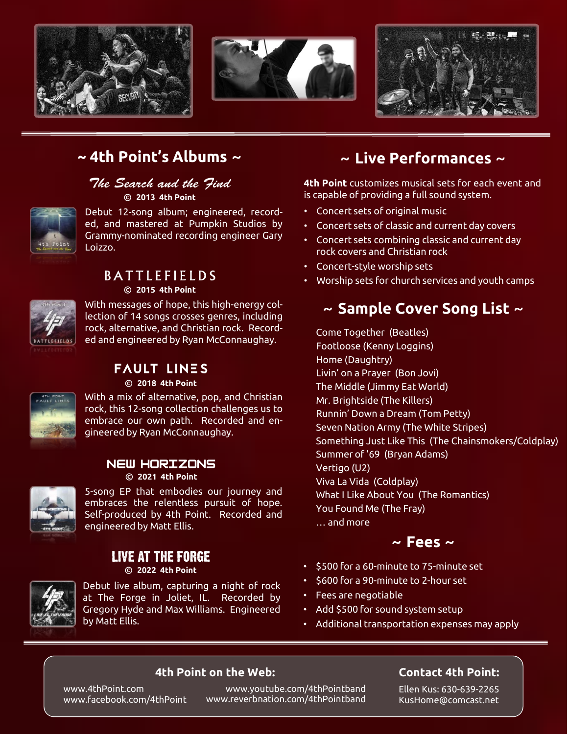## ~ 4th Point's Albums ~

### *The Search and the Find*

**© 2013 4th Point**

Debut 12-song album; engineered, recorded, and mastered at Pumpkin Studios by Grammy-nominated recording engineer Gary Loizzo.

### BATTLEFIELDS

**© 2015 4th Point**

With messages of hope, this high-energy collection of 14 songs crosses genres, including rock, alternative, and Christian rock. Recorded and engineered by Ryan McConnaughay.

### FAULT LINES

**© 2018 4th Point**

With a mix of alternative, pop, and Christian rock, this 12-song collection challenges us to embrace our own path. Recorded and engineered by Ryan McConnaughay.

### NEW HORIZONS

**© 2021 4th Point**

5-song EP that embodies our journey and embraces the relentless pursuit of hope. Self-produced by 4th Point. Recorded and engineered by Matt Ellis.

### LIVE AT THE FORGE

**© 2022 4th Point**

Debut live album, capturing a night of rock at The Forge in Joliet, IL. Recorded by Gregory Hyde and Max Williams. Engineered by Matt Ellis.

## ~ Live Performances ~

**4th Point** customizes musical sets for each event and is capable of providing a full sound system.

- Concert sets of original music
- Concert sets of classic and current day covers
- Concert sets combining classic and current day rock covers and Christian rock
- Concert-style worship sets
- Worship sets for church services and youth camps

## ~ Sample Cover Song List ~

Come Together (Beatles)
Footloose (Kenny Loggins)
Home (Daughtry)
Livin' on a Prayer (Bon Jovi)
The Middle (Jimmy Eat World)
Mr. Brightside (The Killers)
Runnin' Down a Dream (Tom Petty)
Seven Nation Army (The White Stripes)
Something Just Like This (The Chainsmokers/Coldplay)
Summer of '69 (Bryan Adams)
Vertigo (U2)
Viva La Vida (Coldplay)
What I Like About You (The Romantics)
You Found Me (The Fray)
… and more

## ~ Fees ~

- $500 for a 60-minute to 75-minute set
- $600 for a 90-minute to 2-hour set
- Fees are negotiable
- Add $500 for sound system setup
- Additional transportation expenses may apply

### 4th Point on the Web:

www.4thPoint.com
www.facebook.com/4thPoint
www.youtube.com/4thPointband
www.reverbnation.com/4thPointband

### Contact 4th Point:

Ellen Kus: 630-639-2265
KusHome@comcast.net